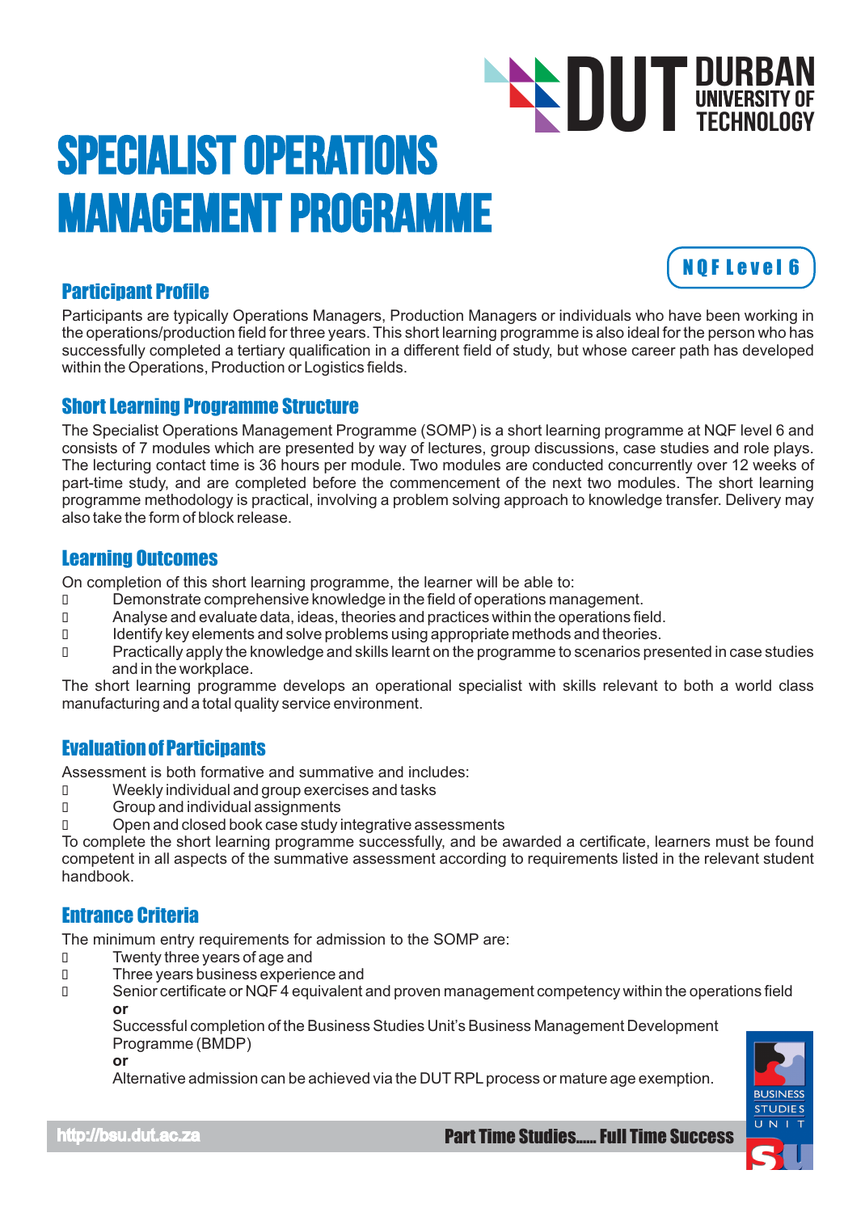# SPECIALIST OPERATIONS MANAGEMENT PROGRAMME

DUT DURBAN UNIVERSITY OF TECHNOLOGY

NQF Level 6

## Participant Profile

Participants are typically Operations Managers, Production Managers or individuals who have been working in the operations/production field for three years. This short learning programme is also ideal for the person who has successfully completed a tertiary qualification in a different field of study, but whose career path has developed within the Operations, Production or Logistics fields.

## Short Learning Programme Structure

The Specialist Operations Management Programme (SOMP) is a short learning programme at NQF level 6 and consists of 7 modules which are presented by way of lectures, group discussions, case studies and role plays. The lecturing contact time is 36 hours per module. Two modules are conducted concurrently over 12 weeks of part-time study, and are completed before the commencement of the next two modules. The short learning programme methodology is practical, involving a problem solving approach to knowledge transfer. Delivery may also take the form of block release.

## Learning Outcomes

On completion of this short learning programme, the learner will be able to:

- Demonstrate comprehensive knowledge in the field of operations management.
- Analyse and evaluate data, ideas, theories and practices within the operations field.
- Identify key elements and solve problems using appropriate methods and theories.
- Practically apply the knowledge and skills learnt on the programme to scenarios presented in case studies and in the workplace.

The short learning programme develops an operational specialist with skills relevant to both a world class manufacturing and a total quality service environment.

## Evaluation of Participants

Assessment is both formative and summative and includes:

- Weekly individual and group exercises and tasks
- Group and individual assignments
- Open and closed book case study integrative assessments

To complete the short learning programme successfully, and be awarded a certificate, learners must be found competent in all aspects of the summative assessment according to requirements listed in the relevant student handbook.

## Entrance Criteria

The minimum entry requirements for admission to the SOMP are:

- Twenty three years of age and
- Three years business experience and
- Senior certificate or NQF 4 equivalent and proven management competency within the operations field

  **or**

  Successful completion of the Business Studies Unit's Business Management Development Programme (BMDP)

  **or**

  Alternative admission can be achieved via the DUT RPL process or mature age exemption.

http://bsu.dut.ac.za

Part Time Studies...... Full Time Success

BUSINESS STUDIES UNIT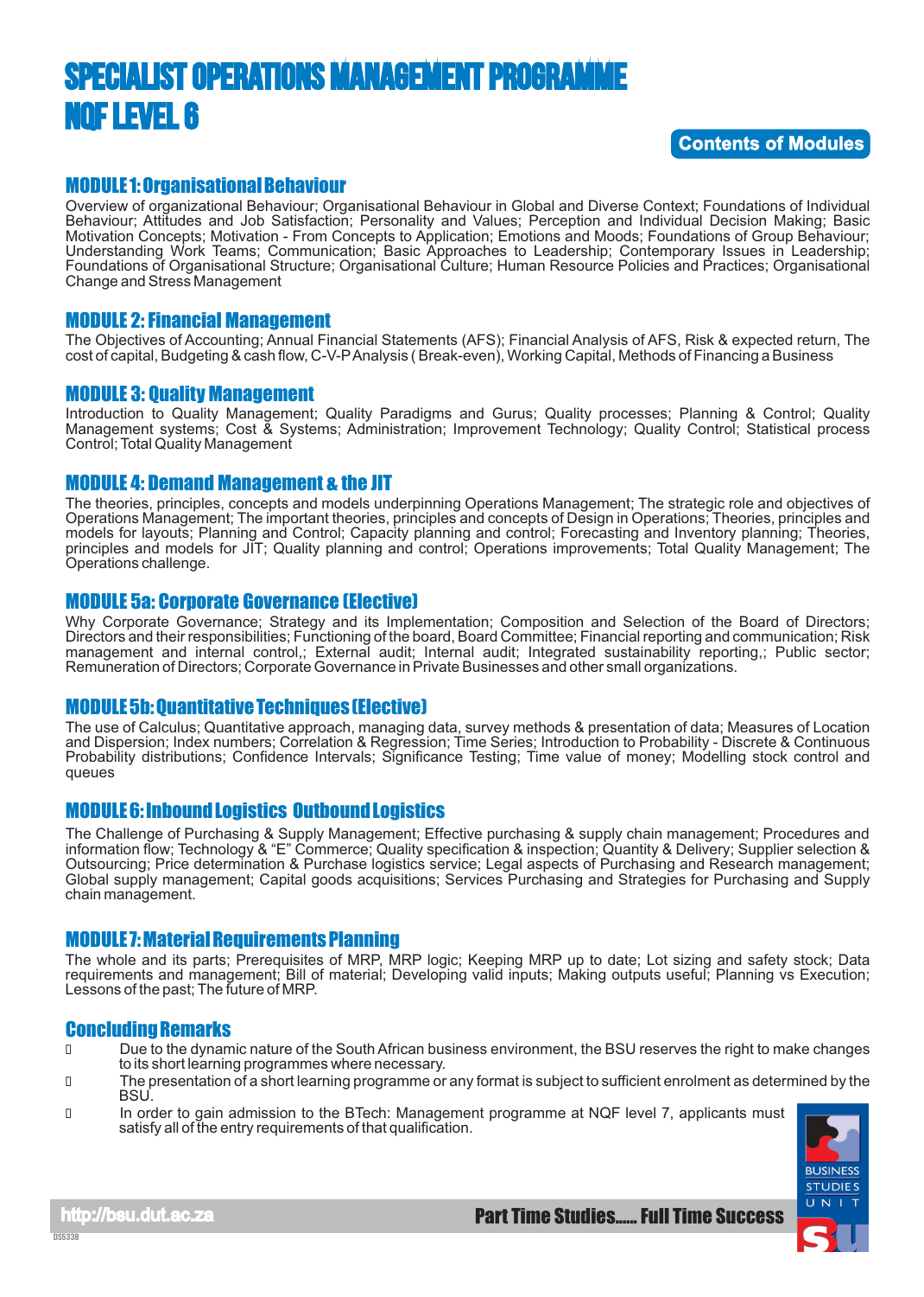# SPECIALIST OPERATIONS MANAGEMENT PROGRAMME
# NQF LEVEL 6

**Contents of Modules**

## MODULE 1: Organisational Behaviour

Overview of organizational Behaviour; Organisational Behaviour in Global and Diverse Context; Foundations of Individual Behaviour; Attitudes and Job Satisfaction; Personality and Values; Perception and Individual Decision Making; Basic Motivation Concepts; Motivation - From Concepts to Application; Emotions and Moods; Foundations of Group Behaviour; Understanding Work Teams; Communication; Basic Approaches to Leadership; Contemporary Issues in Leadership; Foundations of Organisational Structure; Organisational Culture; Human Resource Policies and Practices; Organisational Change and Stress Management

## MODULE 2: Financial Management

The Objectives of Accounting; Annual Financial Statements (AFS); Financial Analysis of AFS, Risk & expected return, The cost of capital, Budgeting & cash flow, C-V-P Analysis ( Break-even), Working Capital, Methods of Financing a Business

## MODULE 3: Quality Management

Introduction to Quality Management; Quality Paradigms and Gurus; Quality processes; Planning & Control; Quality Management systems; Cost & Systems; Administration; Improvement Technology; Quality Control; Statistical process Control; Total Quality Management

## MODULE 4: Demand Management & the JIT

The theories, principles, concepts and models underpinning Operations Management; The strategic role and objectives of Operations Management; The important theories, principles and concepts of Design in Operations; Theories, principles and models for layouts; Planning and Control; Capacity planning and control; Forecasting and Inventory planning; Theories, principles and models for JIT; Quality planning and control; Operations improvements; Total Quality Management; The Operations challenge.

## MODULE 5a: Corporate Governance (Elective)

Why Corporate Governance; Strategy and its Implementation; Composition and Selection of the Board of Directors; Directors and their responsibilities; Functioning of the board, Board Committee; Financial reporting and communication; Risk management and internal control,; External audit; Internal audit; Integrated sustainability reporting,; Public sector; Remuneration of Directors; Corporate Governance in Private Businesses and other small organizations.

## MODULE 5b: Quantitative Techniques (Elective)

The use of Calculus; Quantitative approach, managing data, survey methods & presentation of data; Measures of Location and Dispersion; Index numbers; Correlation & Regression; Time Series; Introduction to Probability - Discrete & Continuous Probability distributions; Confidence Intervals; Significance Testing; Time value of money; Modelling stock control and queues

## MODULE 6: Inbound Logistics Outbound Logistics

The Challenge of Purchasing & Supply Management; Effective purchasing & supply chain management; Procedures and information flow; Technology & "E" Commerce; Quality specification & inspection; Quantity & Delivery; Supplier selection & Outsourcing; Price determination & Purchase logistics service; Legal aspects of Purchasing and Research management; Global supply management; Capital goods acquisitions; Services Purchasing and Strategies for Purchasing and Supply chain management.

## MODULE 7: Material Requirements Planning

The whole and its parts; Prerequisites of MRP, MRP logic; Keeping MRP up to date; Lot sizing and safety stock; Data requirements and management; Bill of material; Developing valid inputs; Making outputs useful; Planning vs Execution; Lessons of the past; The future of MRP.

## Concluding Remarks

- Due to the dynamic nature of the South African business environment, the BSU reserves the right to make changes to its short learning programmes where necessary.
- The presentation of a short learning programme or any format is subject to sufficient enrolment as determined by the BSU.
- In order to gain admission to the BTech: Management programme at NQF level 7, applicants must satisfy all of the entry requirements of that qualification.

BUSINESS STUDIES UNIT

http://bsu.dut.ac.za

**Part Time Studies...... Full Time Success**

DS5338